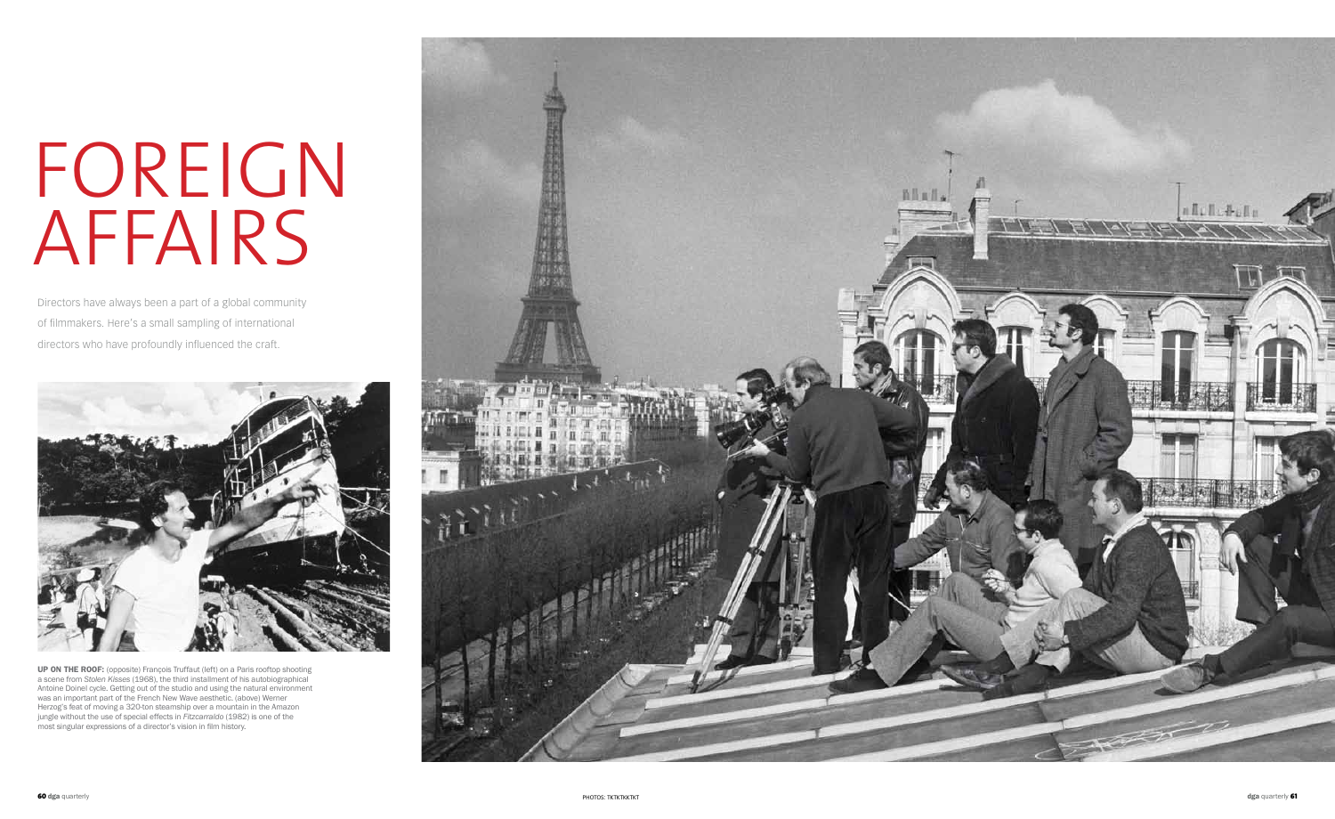# FOREIGN AFFAIRS

Directors have always been a part of a global community of filmmakers. Here's a small sampling of international directors who have profoundly influenced the craft.

**UP ON THE ROOF:** (opposite) François Truffaut (left) on a Paris rooftop shooting a scene from *Stolen Kisses* (1968), the third installment of his autobiographical Antoine Doinel cycle. Getting out of the studio and using the natural environment was an important part of the French New Wave aesthetic. (above) Werner Herzog's feat of moving a 320-ton steamship over a mountain in the Amazon jungle without the use of special effects in *Fitzcarraldo* (1982) is one of the most singular expressions of a director's vision in film history.

PHOTOS: TKTKTKTKT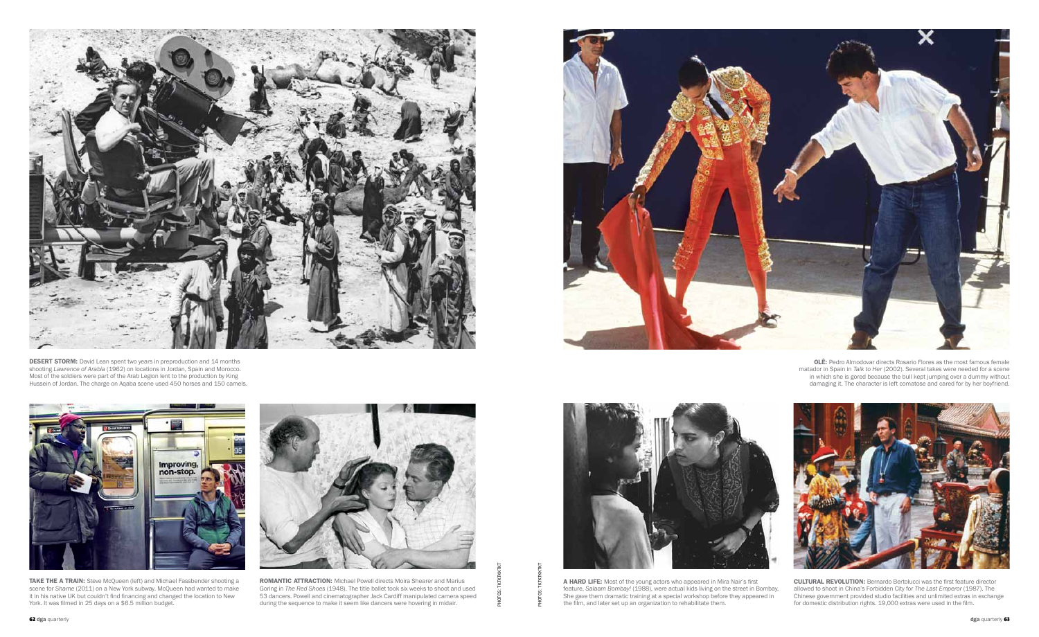**DESERT STORM:** David Lean spent two years in preproduction and 14 months shooting *Lawrence of Arabia* (1962) on locations in Jordan, Spain and Morocco. Most of the soldiers were part of the Arab Legion lent to the production by King Hussein of Jordan. The charge on Aqaba scene used 450 horses and 150 camels.

**OLÉ:** Pedro Almodovar directs Rosario Flores as the most famous female matador in Spain in *Talk to Her* (2002). Several takes were needed for a scene in which she is gored because the bull kept jumping over a dummy without damaging it. The character is left comatose and cared for by her boyfriend.

**TAKE THE A TRAIN:** Steve McQueen (left) and Michael Fassbender shooting a scene for *Shame* (2011) on a New York subway. McQueen had wanted to make it in his native UK but couldn't find financing and changed the location to New York. It was filmed in 25 days on a $6.5 million budget.

**ROMANTIC ATTRACTION:** Michael Powell directs Moira Shearer and Marius Goring in *The Red Shoes* (1948). The title ballet took six weeks to shoot and used 53 dancers. Powell and cinematographer Jack Cardiff manipulated camera speed during the sequence to make it seem like dancers were hovering in midair.

**A HARD LIFE:** Most of the young actors who appeared in Mira Nair's first feature, *Salaam Bombay!* (1988), were actual kids living on the street in Bombay. She gave them dramatic training at a special workshop before they appeared in the film, and later set up an organization to rehabilitate them.

**CULTURAL REVOLUTION:** Bernardo Bertolucci was the first feature director allowed to shoot in China's Forbidden City for *The Last Emperor* (1987). The Chinese government provided studio facilities and unlimited extras in exchange for domestic distribution rights. 19,000 extras were used in the film.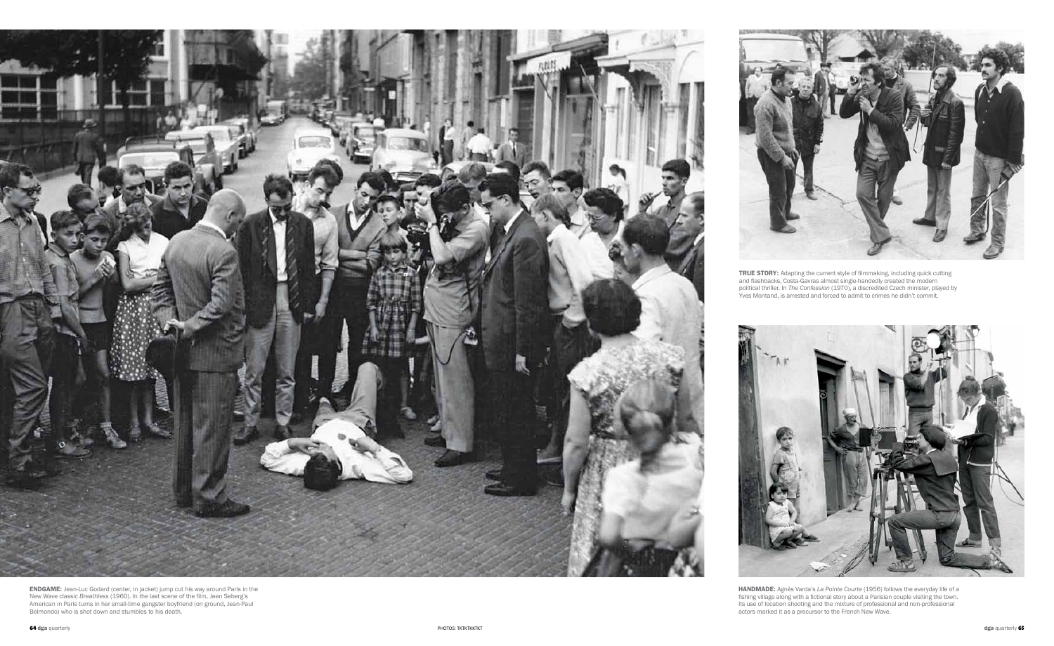**ENDGAME:** Jean-Luc Godard (center, in jacket) jump cut his way around Paris in the New Wave classic *Breathless* (1960). In the last scene of the film, Jean Seberg's American in Paris turns in her small-time gangster boyfriend (on ground, Jean-Paul Belmondo) who is shot down and stumbles to his death.

**TRUE STORY:** Adapting the current style of filmmaking, including quick cutting and flashbacks, Costa-Gavras almost single-handedly created the modern political thriller. In *The Confession* (1970), a discredited Czech minister, played by Yves Montand, is arrested and forced to admit to crimes he didn't commit.

**HANDMADE:** Agnès Varda's *La Pointe Courte* (1956) follows the everyday life of a fishing village along with a fictional story about a Parisian couple visiting the town. Its use of location shooting and the mixture of professional and non-professional actors marked it as a precursor to the French New Wave.

PHOTOS: TKTKTKKTKT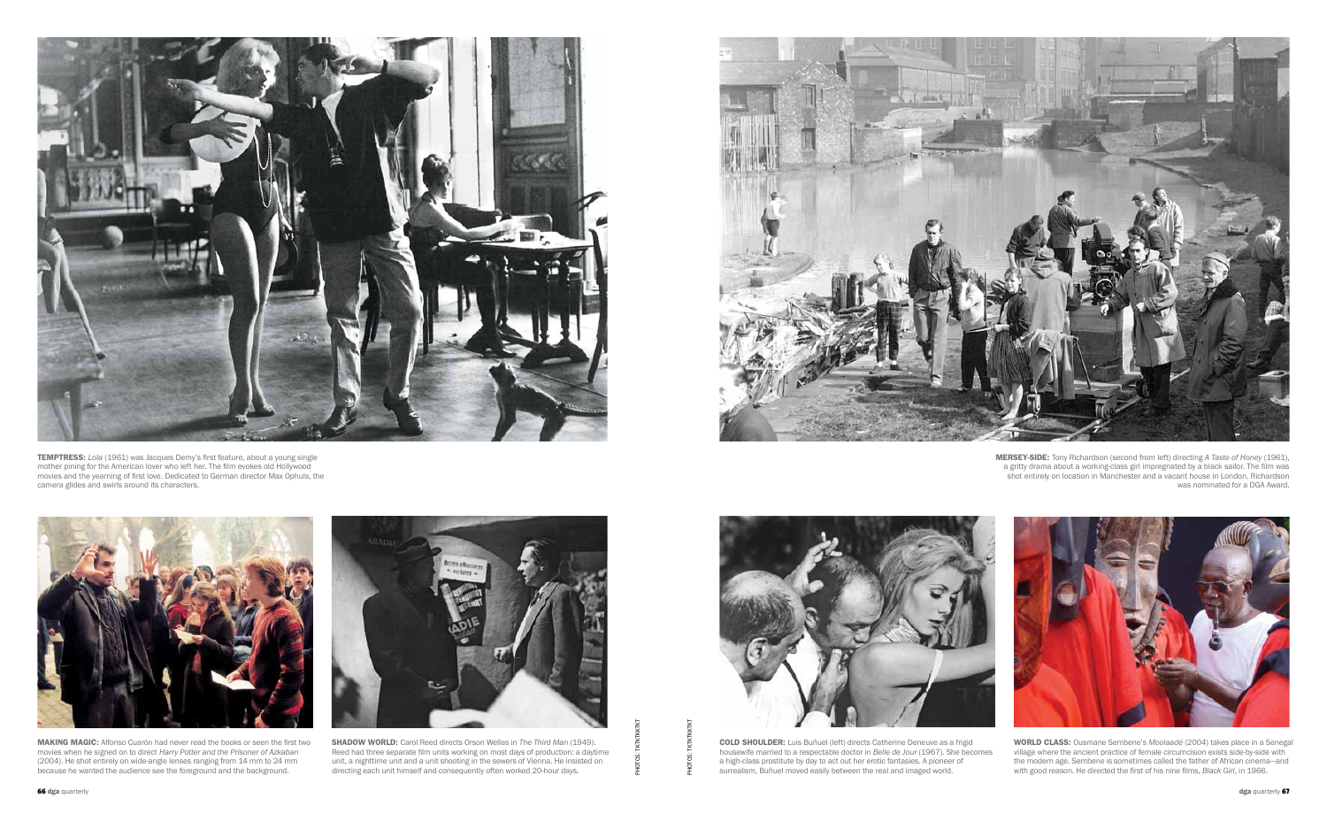**TEMPTRESS:** *Lola* (1961) was Jacques Demy's first feature, about a young single mother pining for the American lover who left her. The film evokes old Hollywood movies and the yearning of first love. Dedicated to German director Max Ophuls, the camera glides and swirls around its characters.

**MERSEY-SIDE:** Tony Richardson (second from left) directing *A Taste of Honey* (1961), a gritty drama about a working-class girl impregnated by a black sailor. The film was shot entirely on location in Manchester and a vacant house in London. Richardson was nominated for a DGA Award.

**MAKING MAGIC:** Alfonso Cuarón had never read the books or seen the first two movies when he signed on to direct *Harry Potter and the Prisoner of Azkaban* (2004). He shot entirely on wide-angle lenses ranging from 14 mm to 24 mm because he wanted the audience see the foreground and the background.

**SHADOW WORLD:** Carol Reed directs Orson Welles in *The Third Man* (1949). Reed had three separate film units working on most days of production: a daytime unit, a nighttime unit and a unit shooting in the sewers of Vienna. He insisted on directing each unit himself and consequently often worked 20-hour days.

PHOTOS: TKTKTKTKT

PHOTOS: TKTKTKTKT

**COLD SHOULDER:** Luis Buñuel (left) directs Catherine Deneuve as a frigid housewife married to a respectable doctor in *Belle de Jour* (1967). She becomes a high-class prostitute by day to act out her erotic fantasies. A pioneer of surrealism, Buñuel moved easily between the real and imaged world.

**WORLD CLASS:** Ousmane Sembene's *Moolaadé* (2004) takes place in a Senegal village where the ancient practice of female circumcision exists side-by-side with the modern age. Sembene is sometimes called the father of African cinema—and with good reason. He directed the first of his nine films, *Black Girl*, in 1966.